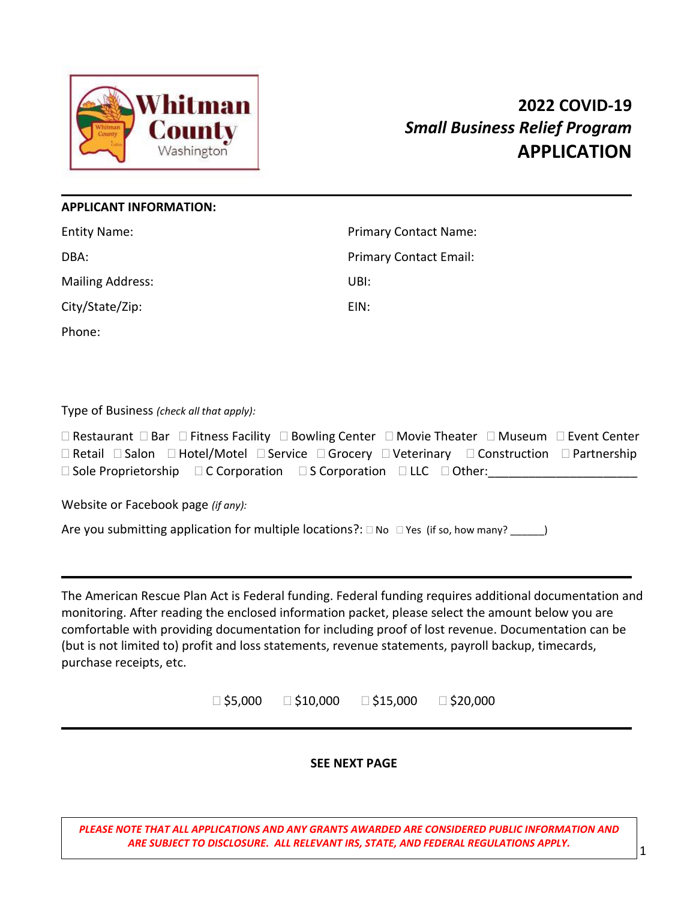# 2022 COVID-19
## *Small Business Relief Program*
## APPLICATION

---

**APPLICANT INFORMATION:**

Entity Name:

DBA:

Mailing Address:

City/State/Zip:

Phone:

Primary Contact Name:

Primary Contact Email:

UBI:

EIN:

Type of Business *(check all that apply):*

☐ Restaurant ☐ Bar ☐ Fitness Facility ☐ Bowling Center ☐ Movie Theater ☐ Museum ☐ Event Center
☐ Retail ☐ Salon ☐ Hotel/Motel ☐ Service ☐ Grocery ☐ Veterinary ☐ Construction ☐ Partnership
☐ Sole Proprietorship ☐ C Corporation ☐ S Corporation ☐ LLC ☐ Other:______________________

Website or Facebook page *(if any):*

Are you submitting application for multiple locations?: ☐ No ☐ Yes (if so, how many? ______)

---

The American Rescue Plan Act is Federal funding. Federal funding requires additional documentation and monitoring. After reading the enclosed information packet, please select the amount below you are comfortable with providing documentation for including proof of lost revenue. Documentation can be (but is not limited to) profit and loss statements, revenue statements, payroll backup, timecards, purchase receipts, etc.

☐ $5,000 ☐ $10,000 ☐ $15,000 ☐ $20,000

---

**SEE NEXT PAGE**

***PLEASE NOTE THAT ALL APPLICATIONS AND ANY GRANTS AWARDED ARE CONSIDERED PUBLIC INFORMATION AND ARE SUBJECT TO DISCLOSURE. ALL RELEVANT IRS, STATE, AND FEDERAL REGULATIONS APPLY.***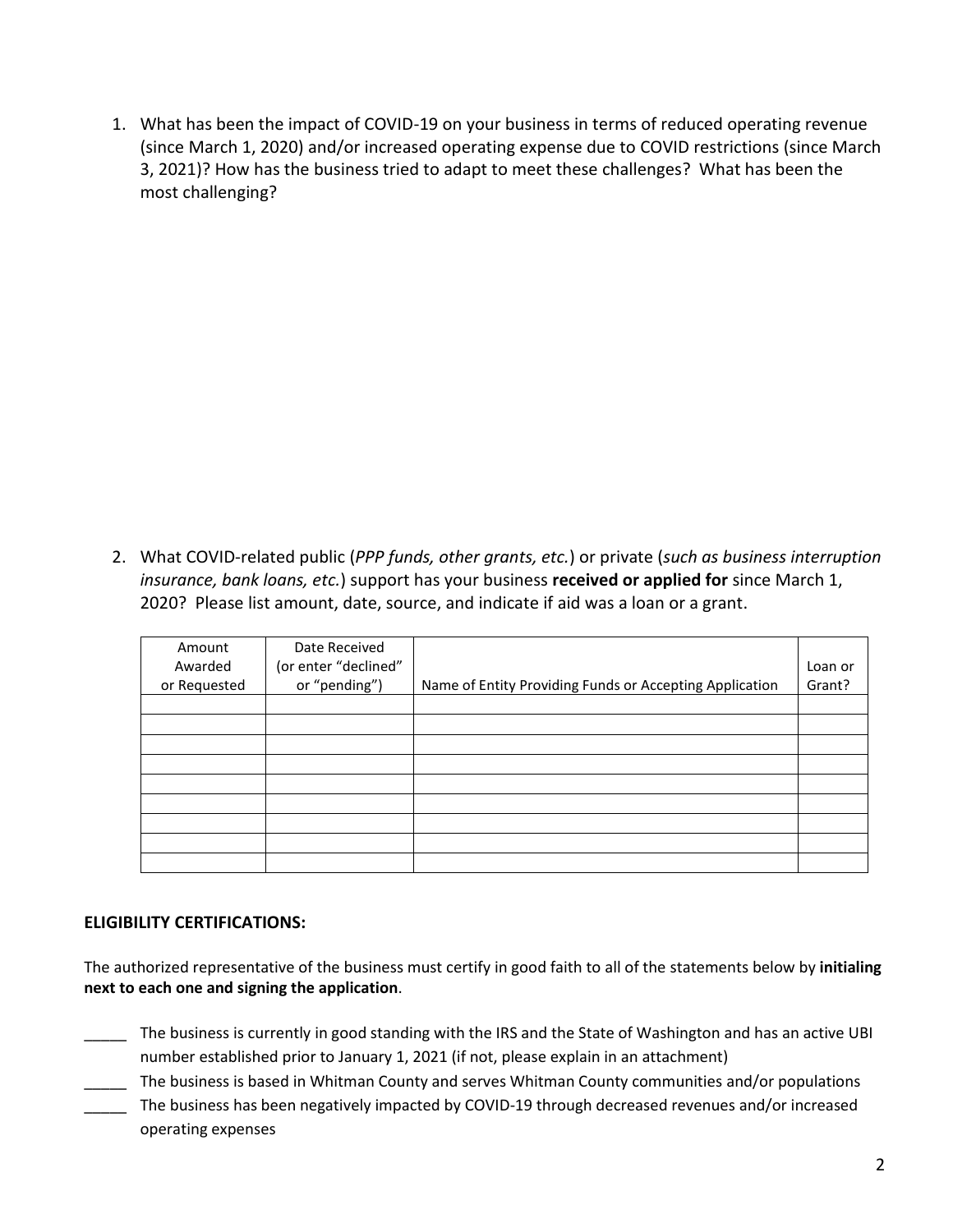1. What has been the impact of COVID-19 on your business in terms of reduced operating revenue (since March 1, 2020) and/or increased operating expense due to COVID restrictions (since March 3, 2021)? How has the business tried to adapt to meet these challenges? What has been the most challenging?

2. What COVID-related public (*PPP funds, other grants, etc.*) or private (*such as business interruption insurance, bank loans, etc.*) support has your business **received or applied for** since March 1, 2020? Please list amount, date, source, and indicate if aid was a loan or a grant.

| Amount Awarded or Requested | Date Received (or enter "declined" or "pending") | Name of Entity Providing Funds or Accepting Application | Loan or Grant? |
|---|---|---|---|
| | | | |
| | | | |
| | | | |
| | | | |
| | | | |
| | | | |
| | | | |
| | | | |
| | | | |

**ELIGIBILITY CERTIFICATIONS:**

The authorized representative of the business must certify in good faith to all of the statements below by **initialing next to each one and signing the application**.

_____ The business is currently in good standing with the IRS and the State of Washington and has an active UBI number established prior to January 1, 2021 (if not, please explain in an attachment)

_____ The business is based in Whitman County and serves Whitman County communities and/or populations

_____ The business has been negatively impacted by COVID-19 through decreased revenues and/or increased operating expenses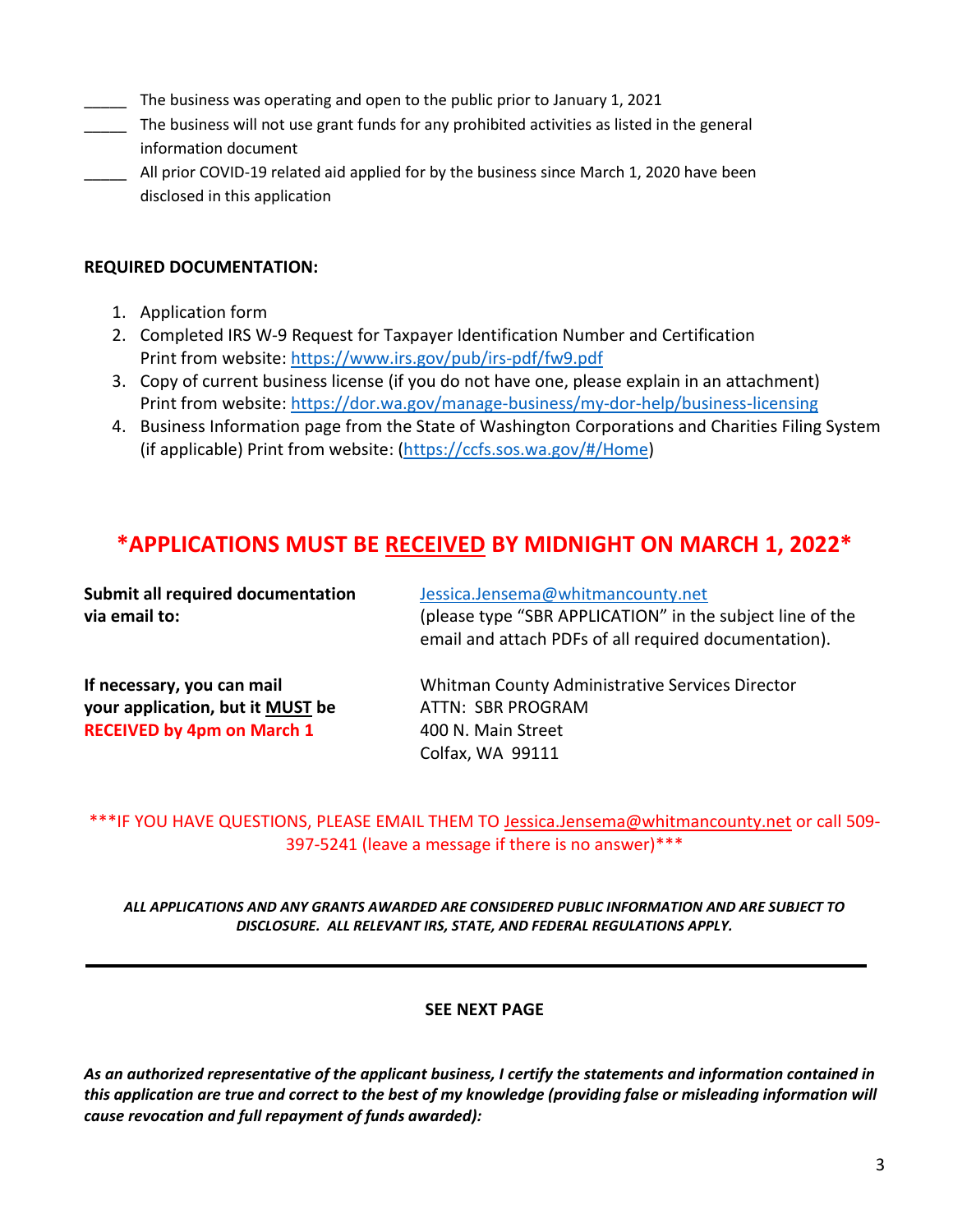_____ The business was operating and open to the public prior to January 1, 2021

_____ The business will not use grant funds for any prohibited activities as listed in the general information document

_____ All prior COVID-19 related aid applied for by the business since March 1, 2020 have been disclosed in this application

**REQUIRED DOCUMENTATION:**

1. Application form
2. Completed IRS W-9 Request for Taxpayer Identification Number and Certification
   Print from website: https://www.irs.gov/pub/irs-pdf/fw9.pdf
3. Copy of current business license (if you do not have one, please explain in an attachment)
   Print from website: https://dor.wa.gov/manage-business/my-dor-help/business-licensing
4. Business Information page from the State of Washington Corporations and Charities Filing System (if applicable) Print from website: (https://ccfs.sos.wa.gov/#/Home)

## *APPLICATIONS MUST BE RECEIVED BY MIDNIGHT ON MARCH 1, 2022*

**Submit all required documentation via email to:**

Jessica.Jensema@whitmancounty.net
(please type "SBR APPLICATION" in the subject line of the email and attach PDFs of all required documentation).

**If necessary, you can mail your application, but it MUST be RECEIVED by 4pm on March 1**

Whitman County Administrative Services Director
ATTN: SBR PROGRAM
400 N. Main Street
Colfax, WA 99111

***IF YOU HAVE QUESTIONS, PLEASE EMAIL THEM TO Jessica.Jensema@whitmancounty.net or call 509-397-5241 (leave a message if there is no answer)***

***ALL APPLICATIONS AND ANY GRANTS AWARDED ARE CONSIDERED PUBLIC INFORMATION AND ARE SUBJECT TO DISCLOSURE. ALL RELEVANT IRS, STATE, AND FEDERAL REGULATIONS APPLY.***

---

**SEE NEXT PAGE**

***As an authorized representative of the applicant business, I certify the statements and information contained in this application are true and correct to the best of my knowledge (providing false or misleading information will cause revocation and full repayment of funds awarded):***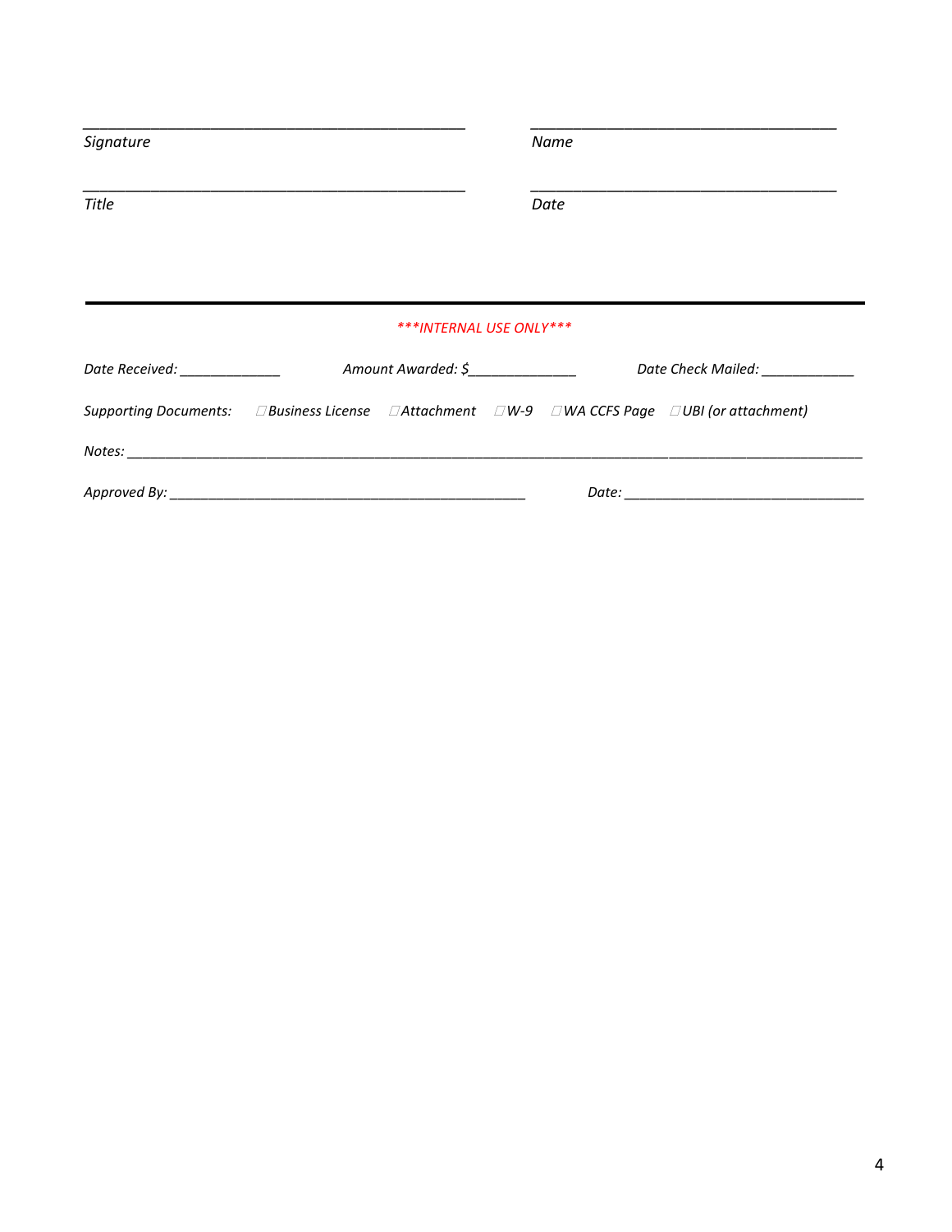______________________________________________ ______________________________________

*Signature* *Name*

______________________________________________ ______________________________________

*Title* *Date*

---

***\*\*\*INTERNAL USE ONLY\*\*\****

*Date Received:* _____________ *Amount Awarded: $*______________ *Date Check Mailed:* ____________

*Supporting Documents:* ☐ *Business License* ☐ *Attachment* ☐ *W-9* ☐ *WA CCFS Page* ☐ *UBI (or attachment)*

*Notes:* ______________________________________________________________________________________________

*Approved By:* _______________________________________________ *Date:* ________________________________